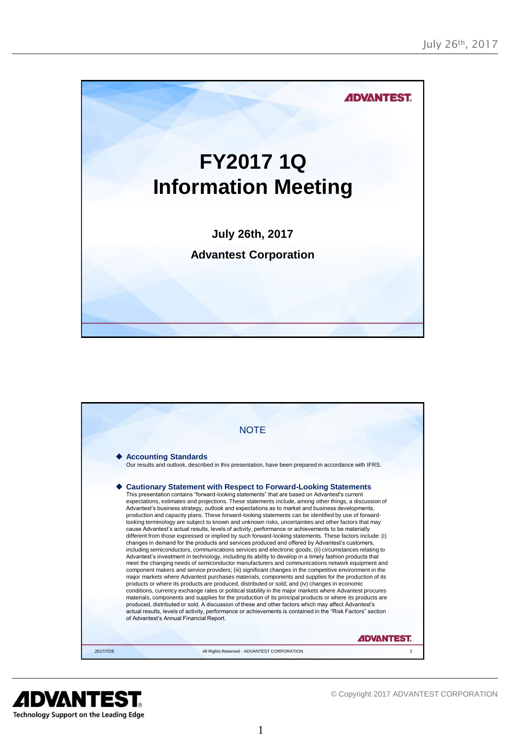# FY2017 1Q Information Meeting

**July 26th, 2017**

**Advantest Corporation**

## NOTE

◆ **Accounting Standards**

Our results and outlook, described in this presentation, have been prepared in accordance with IFRS.

◆ **Cautionary Statement with Respect to Forward-Looking Statements**

This presentation contains "forward-looking statements" that are based on Advantest's current expectations, estimates and projections. These statements include, among other things, a discussion of Advantest's business strategy, outlook and expectations as to market and business developments, production and capacity plans. These forward-looking statements can be identified by use of forward-looking terminology are subject to known and unknown risks, uncertainties and other factors that may cause Advantest's actual results, levels of activity, performance or achievements to be materially different from those expressed or implied by such forward-looking statements. These factors include: (i) changes in demand for the products and services produced and offered by Advantest's customers, including semiconductors, communications services and electronic goods; (ii) circumstances relating to Advantest's investment in technology, including its ability to develop in a timely fashion products that meet the changing needs of semiconductor manufacturers and communications network equipment and component makers and service providers; (iii) significant changes in the competitive environment in the major markets where Advantest purchases materials, components and supplies for the production of its products or where its products are produced, distributed or sold; and (iv) changes in economic conditions, currency exchange rates or political stability in the major markets where Advantest procures materials, components and supplies for the production of its principal products or where its products are produced, distributed or sold. A discussion of these and other factors which may affect Advantest's actual results, levels of activity, performance or achievements is contained in the "Risk Factors" section of Advantest's Annual Financial Report.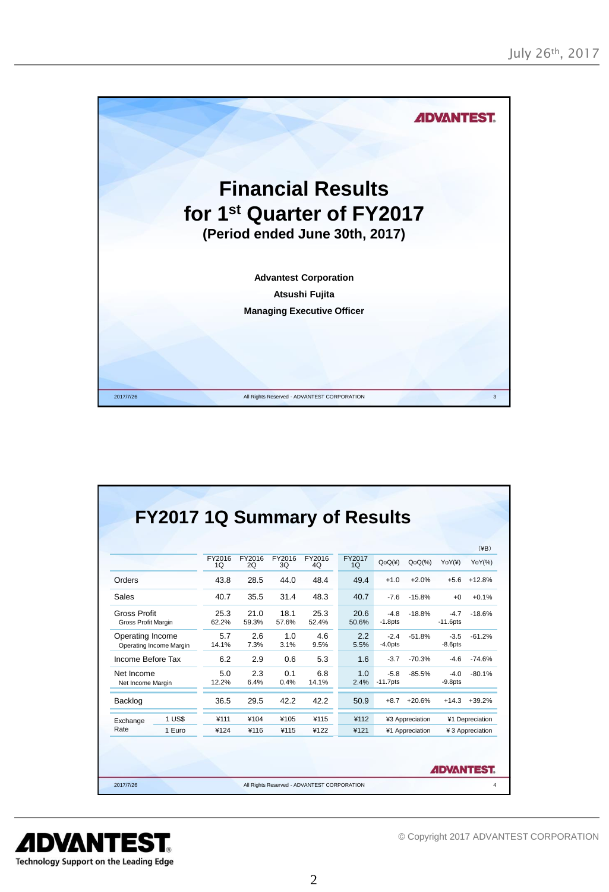# Financial Results for 1st Quarter of FY2017

**(Period ended June 30th, 2017)**

**Advantest Corporation**

**Atsushi Fujita**

**Managing Executive Officer**

## FY2017 1Q Summary of Results

(¥B)

| | | FY2016 1Q | FY2016 2Q | FY2016 3Q | FY2016 4Q | FY2017 1Q | QoQ(¥) | QoQ(%) | YoY(¥) | YoY(%) |
|---|---|---|---|---|---|---|---|---|---|---|
| Orders | | 43.8 | 28.5 | 44.0 | 48.4 | 49.4 | +1.0 | +2.0% | +5.6 | +12.8% |
| Sales | | 40.7 | 35.5 | 31.4 | 48.3 | 40.7 | -7.6 | -15.8% | +0 | +0.1% |
| Gross Profit | | 25.3 | 21.0 | 18.1 | 25.3 | 20.6 | -4.8 | -18.8% | -4.7 | -18.6% |
| Gross Profit Margin | | 62.2% | 59.3% | 57.6% | 52.4% | 50.6% | -1.8pts | | -11.6pts | |
| Operating Income | | 5.7 | 2.6 | 1.0 | 4.6 | 2.2 | -2.4 | -51.8% | -3.5 | -61.2% |
| Operating Income Margin | | 14.1% | 7.3% | 3.1% | 9.5% | 5.5% | -4.0pts | | -8.6pts | |
| Income Before Tax | | 6.2 | 2.9 | 0.6 | 5.3 | 1.6 | -3.7 | -70.3% | -4.6 | -74.6% |
| Net Income | | 5.0 | 2.3 | 0.1 | 6.8 | 1.0 | -5.8 | -85.5% | -4.0 | -80.1% |
| Net Income Margin | | 12.2% | 6.4% | 0.4% | 14.1% | 2.4% | -11.7pts | | -9.8pts | |
| Backlog | | 36.5 | 29.5 | 42.2 | 42.2 | 50.9 | +8.7 | +20.6% | +14.3 | +39.2% |
| Exchange Rate | 1 US$ | ¥111 | ¥104 | ¥105 | ¥115 | ¥112 | ¥3 Appreciation | | ¥1 Depreciation | |
| | 1 Euro | ¥124 | ¥116 | ¥115 | ¥122 | ¥121 | ¥1 Appreciation | | ¥ 3 Appreciation | |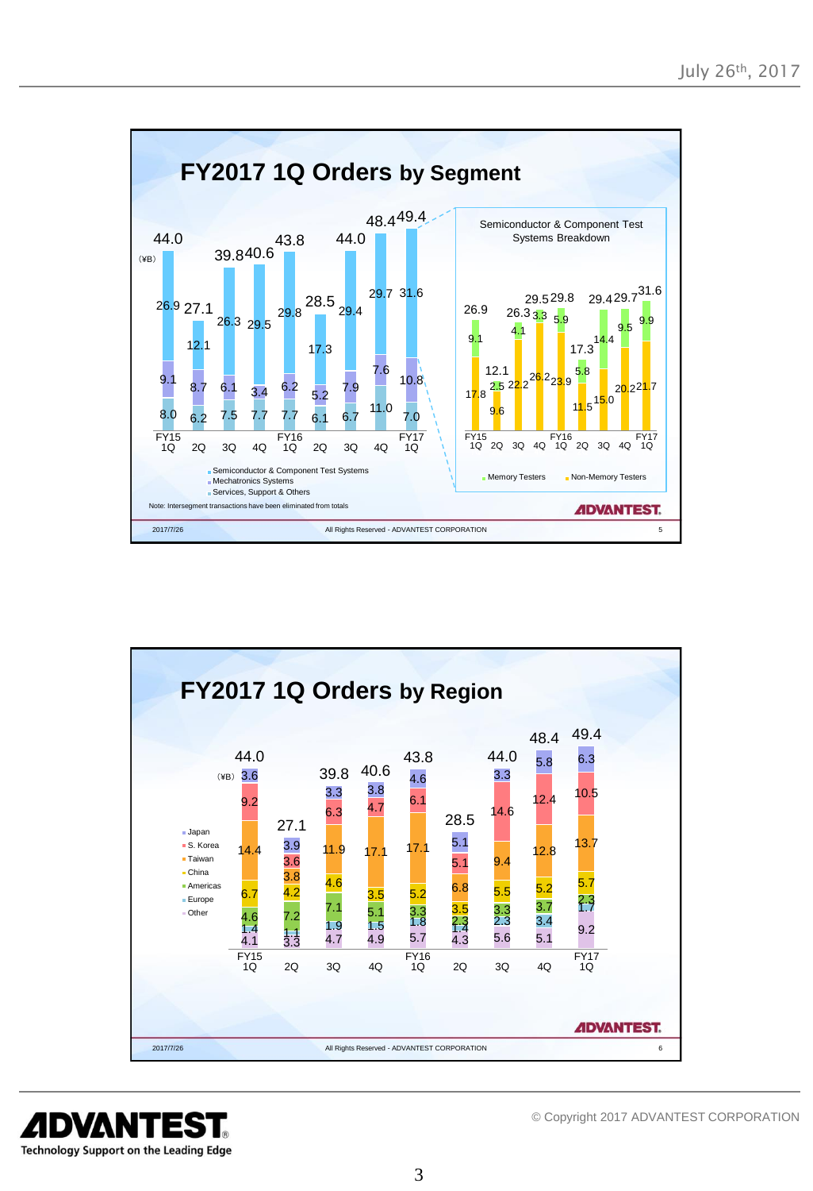## FY2017 1Q Orders by Segment

(¥B)

| | FY15 1Q | 2Q | 3Q | 4Q | FY16 1Q | 2Q | 3Q | 4Q | FY17 1Q |
|---|---|---|---|---|---|---|---|---|---|
| Semiconductor & Component Test Systems | 26.9 | 12.1 | 26.3 | 29.5 | 29.8 | 17.3 | 29.4 | 29.7 | 31.6 |
| Mechatronics Systems | 9.1 | 8.7 | 6.1 | 3.4 | 6.2 | 5.2 | 7.9 | 7.6 | 10.8 |
| Services, Support & Others | 8.0 | 6.2 | 7.5 | 7.7 | 7.7 | 6.1 | 6.7 | 11.0 | 7.0 |
| Total | 44.0 | 27.1 | 39.8 | 40.6 | 43.8 | 28.5 | 44.0 | 48.4 | 49.4 |

### Semiconductor & Component Test Systems Breakdown

| | FY15 1Q | 2Q | 3Q | 4Q | FY16 1Q | 2Q | 3Q | 4Q | FY17 1Q |
|---|---|---|---|---|---|---|---|---|---|
| Memory Testers | 9.1 | 2.5 | 4.1 | 3.3 | 5.9 | 5.8 | 14.4 | 9.5 | 9.9 |
| Non-Memory Testers | 17.8 | 9.6 | 22.2 | 26.2 | 23.9 | 11.5 | 15.0 | 20.2 | 21.7 |
| Total | 26.9 | 12.1 | 26.3 | 29.5 | 29.8 | 17.3 | 29.4 | 29.7 | 31.6 |

Note: Intersegment transactions have been eliminated from totals

ADVANTEST.

2017/7/26 All Rights Reserved - ADVANTEST CORPORATION 5

## FY2017 1Q Orders by Region

(¥B)

| | FY15 1Q | 2Q | 3Q | 4Q | FY16 1Q | 2Q | 3Q | 4Q | FY17 1Q |
|---|---|---|---|---|---|---|---|---|---|
| Japan | 3.6 | 3.9 | 3.3 | 3.8 | 4.6 | 5.1 | 3.3 | 5.8 | 6.3 |
| S. Korea | 9.2 | 3.6 | 6.3 | 4.7 | 6.1 | 5.1 | 14.6 | 12.4 | 10.5 |
| Taiwan | 14.4 | 3.8 | 11.9 | 17.1 | 17.1 | 6.8 | 9.4 | 12.8 | 13.7 |
| China | 6.7 | 4.2 | 4.6 | 3.5 | 5.2 | 3.5 | 5.5 | 5.2 | 5.7 |
| Americas | 4.6 | 7.2 | 7.1 | 5.1 | 3.3 | 2.3 | 3.3 | 3.7 | 2.3 |
| Europe | 1.4 | 1.1 | 1.9 | 1.5 | 1.8 | 1.4 | 2.3 | 3.4 | 1.7 |
| Other | 4.1 | 3.3 | 4.7 | 4.9 | 5.7 | 4.3 | 5.6 | 5.1 | 9.2 |
| Total | 44.0 | 27.1 | 39.8 | 40.6 | 43.8 | 28.5 | 44.0 | 48.4 | 49.4 |

ADVANTEST.

2017/7/26 All Rights Reserved - ADVANTEST CORPORATION 6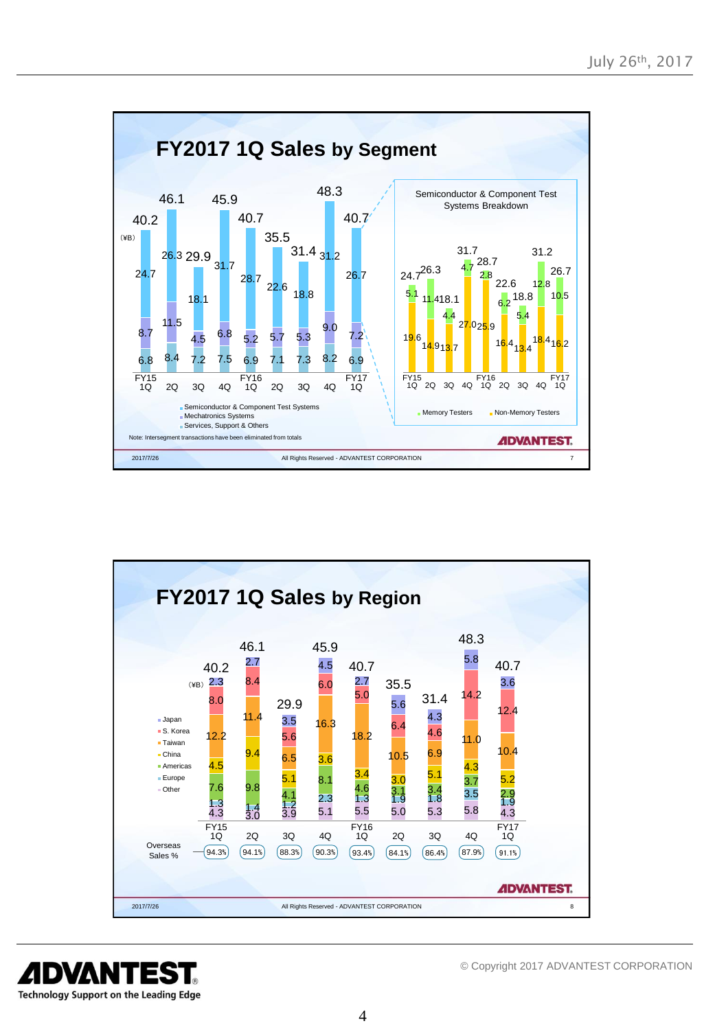## FY2017 1Q Sales by Segment

(¥B)

40.2
46.1
29.9
45.9
40.7
35.5
31.4
48.3
40.7

24.7
26.3
18.1
31.7
28.7
22.6
18.8
31.2
26.7

8.7
11.5
4.5
6.8
5.2
5.7
5.3
9.0
7.2

6.8
8.4
7.2
7.5
6.9
7.1
7.3
8.2
6.9

FY15 1Q
2Q
3Q
4Q
FY16 1Q
2Q
3Q
4Q
FY17 1Q

- Semiconductor & Component Test Systems
- Mechatronics Systems
- Services, Support & Others

Note: Intersegment transactions have been eliminated from totals

Semiconductor & Component Test Systems Breakdown

24.7
26.3
18.1
31.7
28.7
22.6
18.8
31.2
26.7

5.1
11.4
4.4
4.7
2.8
6.2
5.4
12.8
10.5

19.6
14.9
13.7
27.0
25.9
16.4
13.4
18.4
16.2

FY15 1Q
2Q
3Q
4Q
FY16 1Q
2Q
3Q
4Q
FY17 1Q

- Memory Testers
- Non-Memory Testers

## FY2017 1Q Sales by Region

(¥B)

40.2
46.1
29.9
45.9
40.7
35.5
31.4
48.3
40.7

- Japan
- S. Korea
- Taiwan
- China
- Americas
- Europe
- Other

2.3
8.0
12.2
4.5
7.6
1.3
4.3

2.7
8.4
11.4
9.4
9.8
1.4
3.0

3.5
5.6
6.5
5.1
4.1
1.2
3.9

4.5
6.0
16.3
3.6
8.1
2.3
5.1

2.7
5.0
18.2
3.4
4.6
1.3
5.5

5.6
6.4
10.5
3.0
3.1
1.9
5.0

4.3
4.6
6.9
5.1
3.4
1.8
5.3

5.8
14.2
11.0
4.3
3.7
3.5
5.8

3.6
12.4
10.4
5.2
2.9
1.9
4.3

FY15 1Q
2Q
3Q
4Q
FY16 1Q
2Q
3Q
4Q
FY17 1Q

Overseas Sales %
94.3%
94.1%
88.3%
90.3%
93.4%
84.1%
86.4%
87.9%
91.1%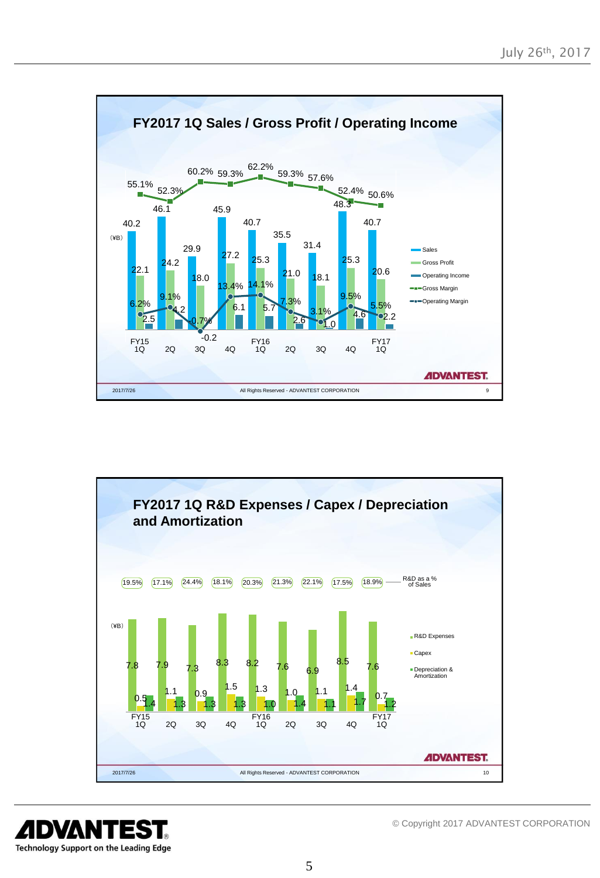## FY2017 1Q Sales / Gross Profit / Operating Income

(¥B)

Sales, Gross Profit, Operating Income, Gross Margin, Operating Margin

FY15 1Q: 40.2, 22.1, 2.5, 55.1%, 6.2%

2Q: 46.1, 24.2, 4.2, 52.3%, 9.1%

3Q: 29.9, 18.0, -0.2, 60.2%, -0.7%

4Q: 45.9, 27.2, 6.1, 59.3%, 13.4%

FY16 1Q: 40.7, 25.3, 5.7, 62.2%, 14.1%

2Q: 35.5, 21.0, 2.6, 59.3%, 7.3%

3Q: 31.4, 18.1, 1.0, 57.6%, 3.1%

4Q: 48.3, 25.3, 4.6, 52.4%, 9.5%

FY17 1Q: 40.7, 20.6, 2.2, 50.6%, 5.5%

## FY2017 1Q R&D Expenses / Capex / Depreciation and Amortization

(¥B)

R&D Expenses, Capex, Depreciation & Amortization, R&D as a % of Sales

FY15 1Q: 7.8, 0.5, 1.4, 19.5%

2Q: 7.9, 1.1, 1.3, 17.1%

3Q: 7.3, 0.9, 1.3, 24.4%

4Q: 8.3, 1.5, 1.3, 18.1%

FY16 1Q: 8.2, 1.3, 1.0, 20.3%

2Q: 7.6, 1.0, 1.4, 21.3%

3Q: 6.9, 1.1, 1.1, 22.1%

4Q: 8.5, 1.4, 1.7, 17.5%

FY17 1Q: 7.6, 0.7, 1.2, 18.9%

© Copyright 2017 ADVANTEST CORPORATION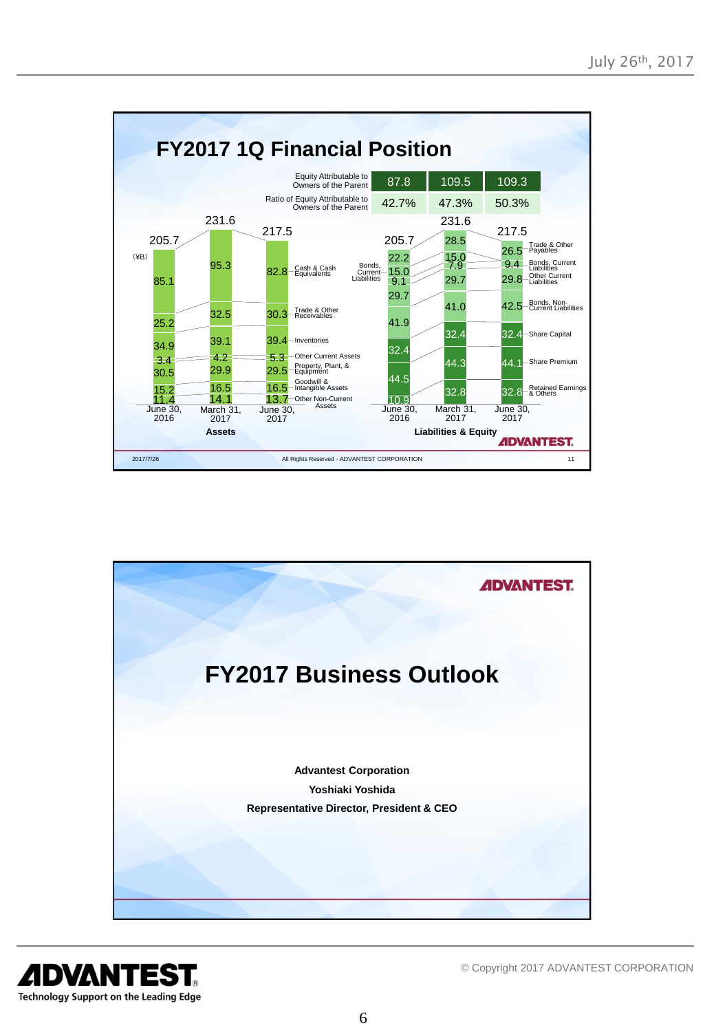## FY2017 1Q Financial Position

| | June 30, 2016 | March 31, 2017 | June 30, 2017 |
|---|---|---|---|
| Equity Attributable to Owners of the Parent | 87.8 | 109.5 | 109.3 |
| Ratio of Equity Attributable to Owners of the Parent | 42.7% | 47.3% | 50.3% |

(¥B)

**Assets**

205.7
85.1
25.2
34.9
3.4
30.5
15.2
11.4
June 30, 2016

231.6
95.3
32.5
39.1
4.2
29.9
16.5
14.1
March 31, 2017

217.5
82.8
30.3
39.4
5.3
29.5
16.5
13.7
June 30, 2017

Cash & Cash Equivalents
Trade & Other Receivables
Inventories
Other Current Assets
Property, Plant, & Equipment
Goodwill & Intangible Assets
Other Non-Current Assets

**Liabilities & Equity**

205.7
22.2
15.0
9.1
29.7
41.9
32.4
44.5
10.9
June 30, 2016

231.6
28.5
15.0
7.9
29.7
41.0
32.4
44.3
32.8
March 31, 2017

217.5
26.5
9.4
29.8
42.5
32.4
44.1
32.8
June 30, 2017

Trade & Other Payables
Bonds, Current Liabilities
Other Current Liabilities
Bonds, Non-Current Liabilities
Share Capital
Share Premium
Retained Earnings & Others

## FY2017 Business Outlook

**Advantest Corporation**

**Yoshiaki Yoshida**

**Representative Director, President & CEO**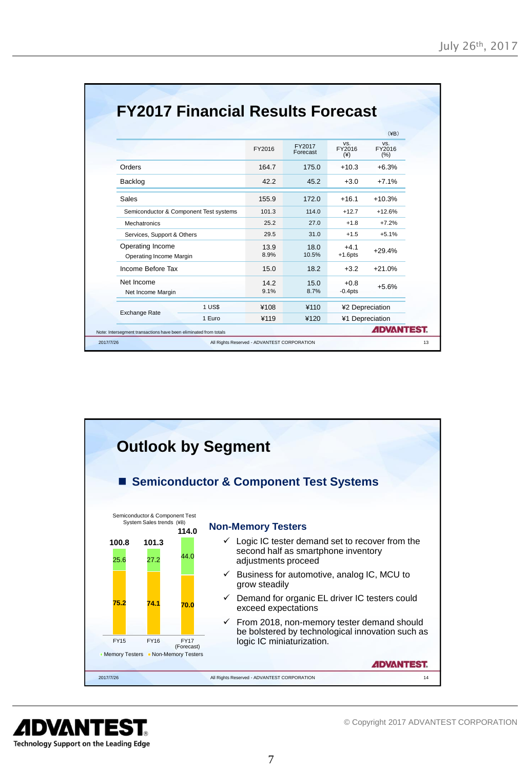July 26th, 2017

# FY2017 Financial Results Forecast

(¥B)

| | | FY2016 | FY2017 Forecast | vs. FY2016 (¥) | vs. FY2016 (%) |
|---|---|---|---|---|---|
| Orders | | 164.7 | 175.0 | +10.3 | +6.3% |
| Backlog | | 42.2 | 45.2 | +3.0 | +7.1% |
| Sales | | 155.9 | 172.0 | +16.1 | +10.3% |
| Semiconductor & Component Test systems | | 101.3 | 114.0 | +12.7 | +12.6% |
| Mechatronics | | 25.2 | 27.0 | +1.8 | +7.2% |
| Services, Support & Others | | 29.5 | 31.0 | +1.5 | +5.1% |
| Operating Income | | 13.9 | 18.0 | +4.1 | +29.4% |
| Operating Income Margin | | 8.9% | 10.5% | +1.6pts | |
| Income Before Tax | | 15.0 | 18.2 | +3.2 | +21.0% |
| Net Income | | 14.2 | 15.0 | +0.8 | +5.6% |
| Net Income Margin | | 9.1% | 8.7% | -0.4pts | |
| Exchange Rate | 1 US$ | ¥108 | ¥110 | ¥2 Depreciation | |
| | 1 Euro | ¥119 | ¥120 | ¥1 Depreciation | |

Note: Intersegment transactions have been eliminated from totals

# Outlook by Segment

## Semiconductor & Component Test Systems

Semiconductor & Component Test System Sales trends (¥B)

FY15: 100.8 (Memory Testers 25.6, Non-Memory Testers 75.2)
FY16: 101.3 (Memory Testers 27.2, Non-Memory Testers 74.1)
FY17 (Forecast): 114.0 (Memory Testers 44.0, Non-Memory Testers 70.0)

Memory Testers ■ Non-Memory Testers

### Non-Memory Testers

- ✓ Logic IC tester demand set to recover from the second half as smartphone inventory adjustments proceed
- ✓ Business for automotive, analog IC, MCU to grow steadily
- ✓ Demand for organic EL driver IC testers could exceed expectations
- ✓ From 2018, non-memory tester demand should be bolstered by technological innovation such as logic IC miniaturization.

© Copyright 2017 ADVANTEST CORPORATION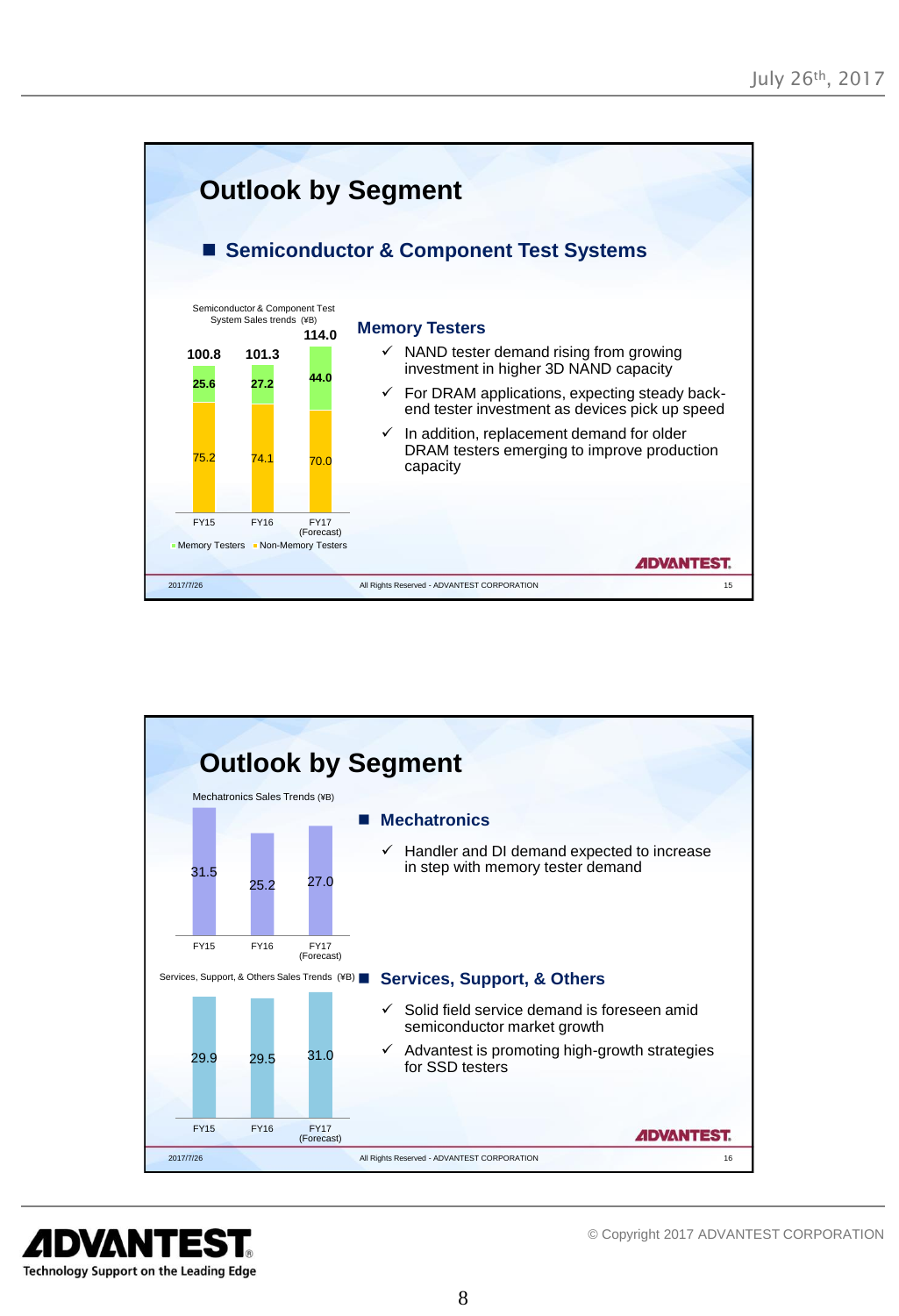# Outlook by Segment

## Semiconductor & Component Test Systems

Semiconductor & Component Test System Sales trends (¥B)

114.0
100.8
101.3
25.6
27.2
44.0
75.2
74.1
70.0
FY15
FY16
FY17 (Forecast)
Memory Testers
Non-Memory Testers

### Memory Testers

- ✓ NAND tester demand rising from growing investment in higher 3D NAND capacity
- ✓ For DRAM applications, expecting steady back-end tester investment as devices pick up speed
- ✓ In addition, replacement demand for older DRAM testers emerging to improve production capacity

# Outlook by Segment

Mechatronics Sales Trends (¥B)

31.5
25.2
27.0
FY15
FY16
FY17 (Forecast)

## Mechatronics

- ✓ Handler and DI demand expected to increase in step with memory tester demand

Services, Support, & Others Sales Trends (¥B)

29.9
29.5
31.0
FY15
FY16
FY17 (Forecast)

## Services, Support, & Others

- ✓ Solid field service demand is foreseen amid semiconductor market growth
- ✓ Advantest is promoting high-growth strategies for SSD testers